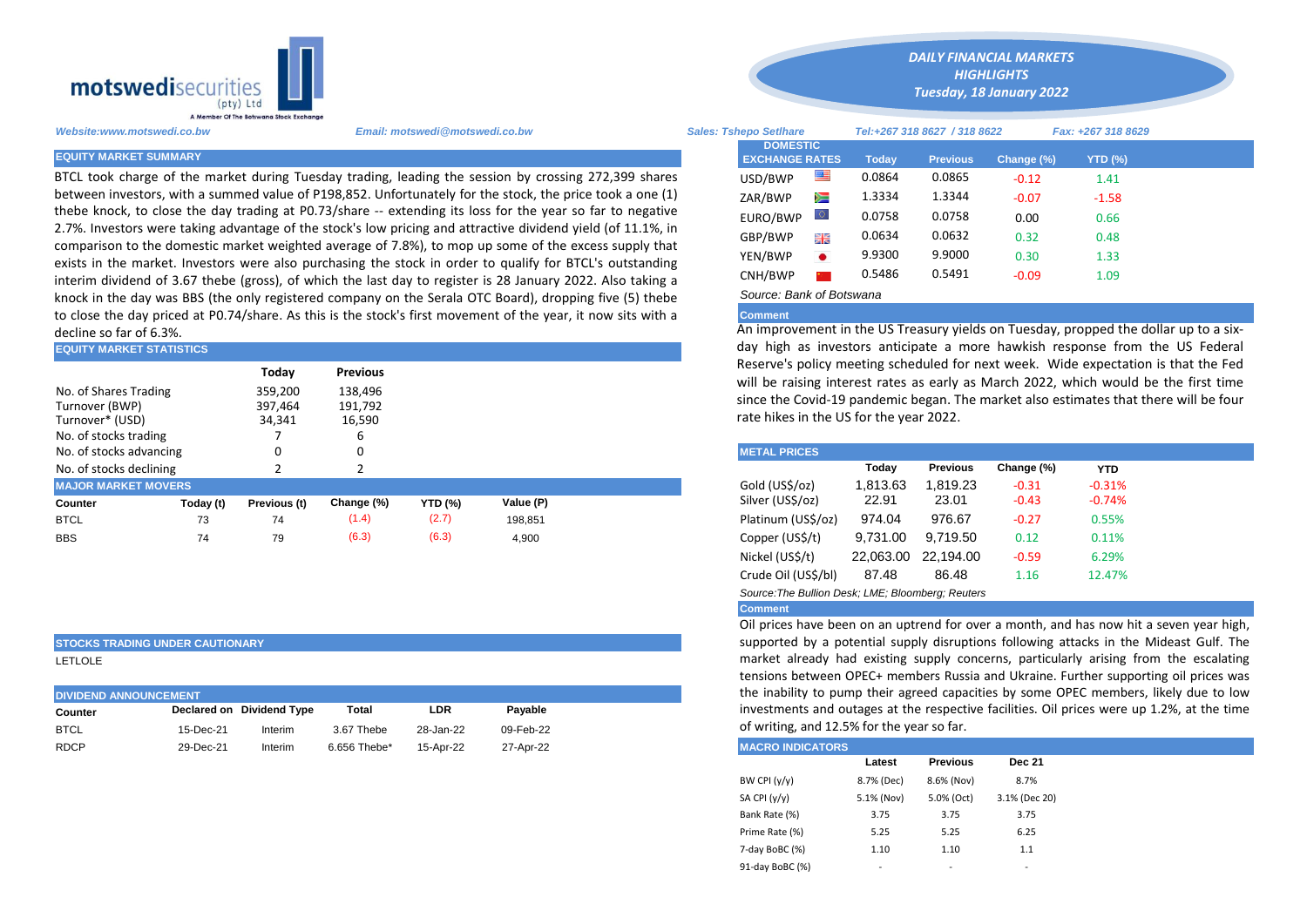**motswedi**securities (pty) Ltd
A Member Of The Botswana Stock Exchange

*DAILY FINANCIAL MARKETS HIGHLIGHTS*
*Tuesday, 18 January 2022*

*Website:www.motswedi.co.bw* | *Email: motswedi@motswedi.co.bw* | *Sales: Tshepo Setlhare* | *Tel:+267 318 8627 / 318 8622* | *Fax: +267 318 8629*

## EQUITY MARKET SUMMARY

BTCL took charge of the market during Tuesday trading, leading the session by crossing 272,399 shares between investors, with a summed value of P198,852. Unfortunately for the stock, the price took a one (1) thebe knock, to close the day trading at P0.73/share -- extending its loss for the year so far to negative 2.7%. Investors were taking advantage of the stock's low pricing and attractive dividend yield (of 11.1%, in comparison to the domestic market weighted average of 7.8%), to mop up some of the excess supply that exists in the market. Investors were also purchasing the stock in order to qualify for BTCL's outstanding interim dividend of 3.67 thebe (gross), of which the last day to register is 28 January 2022. Also taking a knock in the day was BBS (the only registered company on the Serala OTC Board), dropping five (5) thebe to close the day priced at P0.74/share. As this is the stock's first movement of the year, it now sits with a decline so far of 6.3%.

## EQUITY MARKET STATISTICS

| | Today | Previous |
|---|---|---|
| No. of Shares Trading | 359,200 | 138,496 |
| Turnover (BWP) | 397,464 | 191,792 |
| Turnover* (USD) | 34,341 | 16,590 |
| No. of stocks trading | 7 | 6 |
| No. of stocks advancing | 0 | 0 |
| No. of stocks declining | 2 | 2 |

## MAJOR MARKET MOVERS

| Counter | Today (t) | Previous (t) | Change (%) | YTD (%) | Value (P) |
|---|---|---|---|---|---|
| BTCL | 73 | 74 | (1.4) | (2.7) | 198,851 |
| BBS | 74 | 79 | (6.3) | (6.3) | 4,900 |

## STOCKS TRADING UNDER CAUTIONARY

LETLOLE

## DIVIDEND ANNOUNCEMENT

| Counter | Declared on | Dividend Type | Total | LDR | Payable |
|---|---|---|---|---|---|
| BTCL | 15-Dec-21 | Interim | 3.67 Thebe | 28-Jan-22 | 09-Feb-22 |
| RDCP | 29-Dec-21 | Interim | 6.656 Thebe* | 15-Apr-22 | 27-Apr-22 |

## DOMESTIC EXCHANGE RATES

| DOMESTIC EXCHANGE RATES | Today | Previous | Change (%) | YTD (%) |
|---|---|---|---|---|
| USD/BWP | 0.0864 | 0.0865 | -0.12 | 1.41 |
| ZAR/BWP | 1.3334 | 1.3344 | -0.07 | -1.58 |
| EURO/BWP | 0.0758 | 0.0758 | 0.00 | 0.66 |
| GBP/BWP | 0.0634 | 0.0632 | 0.32 | 0.48 |
| YEN/BWP | 9.9300 | 9.9000 | 0.30 | 1.33 |
| CNH/BWP | 0.5486 | 0.5491 | -0.09 | 1.09 |

*Source: Bank of Botswana*

**Comment**

An improvement in the US Treasury yields on Tuesday, propped the dollar up to a six-day high as investors anticipate a more hawkish response from the US Federal Reserve's policy meeting scheduled for next week. Wide expectation is that the Fed will be raising interest rates as early as March 2022, which would be the first time since the Covid-19 pandemic began. The market also estimates that there will be four rate hikes in the US for the year 2022.

## METAL PRICES

| | Today | Previous | Change (%) | YTD |
|---|---|---|---|---|
| Gold (US$/oz) | 1,813.63 | 1,819.23 | -0.31 | -0.31% |
| Silver (US$/oz) | 22.91 | 23.01 | -0.43 | -0.74% |
| Platinum (US$/oz) | 974.04 | 976.67 | -0.27 | 0.55% |
| Copper (US$/t) | 9,731.00 | 9,719.50 | 0.12 | 0.11% |
| Nickel (US$/t) | 22,063.00 | 22,194.00 | -0.59 | 6.29% |
| Crude Oil (US$/bl) | 87.48 | 86.48 | 1.16 | 12.47% |

*Source:The Bullion Desk; LME; Bloomberg; Reuters*

**Comment**

Oil prices have been on an uptrend for over a month, and has now hit a seven year high, supported by a potential supply disruptions following attacks in the Mideast Gulf. The market already had existing supply concerns, particularly arising from the escalating tensions between OPEC+ members Russia and Ukraine. Further supporting oil prices was the inability to pump their agreed capacities by some OPEC members, likely due to low investments and outages at the respective facilities. Oil prices were up 1.2%, at the time of writing, and 12.5% for the year so far.

## MACRO INDICATORS

| | Latest | Previous | Dec 21 |
|---|---|---|---|
| BW CPI (y/y) | 8.7% (Dec) | 8.6% (Nov) | 8.7% |
| SA CPI (y/y) | 5.1% (Nov) | 5.0% (Oct) | 3.1% (Dec 20) |
| Bank Rate (%) | 3.75 | 3.75 | 3.75 |
| Prime Rate (%) | 5.25 | 5.25 | 6.25 |
| 7-day BoBC (%) | 1.10 | 1.10 | 1.1 |
| 91-day BoBC (%) | - | - | - |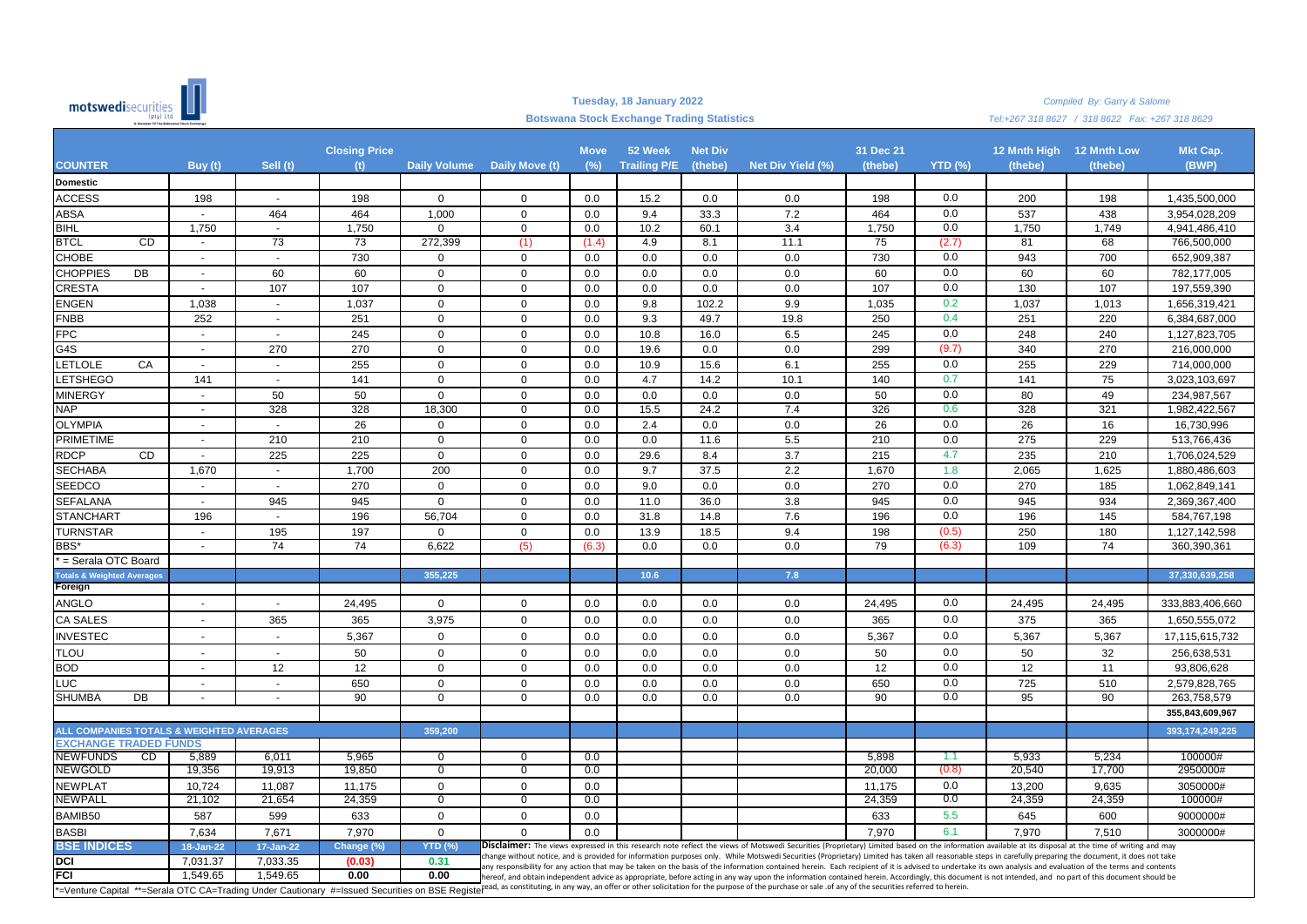motswedisecurities (pty) Ltd — A Member Of The Botswana Stock Exchange

**Tuesday, 18 January 2022**

**Botswana Stock Exchange Trading Statistics**

*Compiled By: Garry & Salome*

*Tel:+267 318 8627 / 318 8622 Fax: +267 318 8629*

| COUNTER | Buy (t) | Sell (t) | Closing Price (t) | Daily Volume | Daily Move (t) | Move (%) | 52 Week Trailing P/E | Net Div (thebe) | Net Div Yield (%) | 31 Dec 21 (thebe) | YTD (%) | 12 Mnth High (thebe) | 12 Mnth Low (thebe) | Mkt Cap. (BWP) |
|---|---|---|---|---|---|---|---|---|---|---|---|---|---|---|
| **Domestic** | | | | | | | | | | | | | | |
| ACCESS | 198 | - | 198 | 0 | 0 | 0.0 | 15.2 | 0.0 | 0.0 | 198 | 0.0 | 200 | 198 | 1,435,500,000 |
| ABSA | - | 464 | 464 | 1,000 | 0 | 0.0 | 9.4 | 33.3 | 7.2 | 464 | 0.0 | 537 | 438 | 3,954,028,209 |
| BIHL | 1,750 | - | 1,750 | 0 | 0 | 0.0 | 10.2 | 60.1 | 3.4 | 1,750 | 0.0 | 1,750 | 1,749 | 4,941,486,410 |
| BTCL CD | - | 73 | 73 | 272,399 | (1) | (1.4) | 4.9 | 8.1 | 11.1 | 75 | (2.7) | 81 | 68 | 766,500,000 |
| CHOBE | - | - | 730 | 0 | 0 | 0.0 | 0.0 | 0.0 | 0.0 | 730 | 0.0 | 943 | 700 | 652,909,387 |
| CHOPPIES DB | - | 60 | 60 | 0 | 0 | 0.0 | 0.0 | 0.0 | 0.0 | 60 | 0.0 | 60 | 60 | 782,177,005 |
| CRESTA | - | 107 | 107 | 0 | 0 | 0.0 | 0.0 | 0.0 | 0.0 | 107 | 0.0 | 130 | 107 | 197,559,390 |
| ENGEN | 1,038 | - | 1,037 | 0 | 0 | 0.0 | 9.8 | 102.2 | 9.9 | 1,035 | 0.2 | 1,037 | 1,013 | 1,656,319,421 |
| FNBB | 252 | - | 251 | 0 | 0 | 0.0 | 9.3 | 49.7 | 19.8 | 250 | 0.4 | 251 | 220 | 6,384,687,000 |
| FPC | - | - | 245 | 0 | 0 | 0.0 | 10.8 | 16.0 | 6.5 | 245 | 0.0 | 248 | 240 | 1,127,823,705 |
| G4S | - | 270 | 270 | 0 | 0 | 0.0 | 19.6 | 0.0 | 0.0 | 299 | (9.7) | 340 | 270 | 216,000,000 |
| LETLOLE CA | - | - | 255 | 0 | 0 | 0.0 | 10.9 | 15.6 | 6.1 | 255 | 0.0 | 255 | 229 | 714,000,000 |
| LETSHEGO | 141 | - | 141 | 0 | 0 | 0.0 | 4.7 | 14.2 | 10.1 | 140 | 0.7 | 141 | 75 | 3,023,103,697 |
| MINERGY | - | 50 | 50 | 0 | 0 | 0.0 | 0.0 | 0.0 | 0.0 | 50 | 0.0 | 80 | 49 | 234,987,567 |
| NAP | - | 328 | 328 | 18,300 | 0 | 0.0 | 15.5 | 24.2 | 7.4 | 326 | 0.6 | 328 | 321 | 1,982,422,567 |
| OLYMPIA | - | - | 26 | 0 | 0 | 0.0 | 2.4 | 0.0 | 0.0 | 26 | 0.0 | 26 | 16 | 16,730,996 |
| PRIMETIME | - | 210 | 210 | 0 | 0 | 0.0 | 0.0 | 11.6 | 5.5 | 210 | 0.0 | 275 | 229 | 513,766,436 |
| RDCP CD | - | 225 | 225 | 0 | 0 | 0.0 | 29.6 | 8.4 | 3.7 | 215 | 4.7 | 235 | 210 | 1,706,024,529 |
| SECHABA | 1,670 | - | 1,700 | 200 | 0 | 0.0 | 9.7 | 37.5 | 2.2 | 1,670 | 1.8 | 2,065 | 1,625 | 1,880,486,603 |
| SEEDCO | - | - | 270 | 0 | 0 | 0.0 | 9.0 | 0.0 | 0.0 | 270 | 0.0 | 270 | 185 | 1,062,849,141 |
| SEFALANA | - | 945 | 945 | 0 | 0 | 0.0 | 11.0 | 36.0 | 3.8 | 945 | 0.0 | 945 | 934 | 2,369,367,400 |
| STANCHART | 196 | - | 196 | 56,704 | 0 | 0.0 | 31.8 | 14.8 | 7.6 | 196 | 0.0 | 196 | 145 | 584,767,198 |
| TURNSTAR | - | 195 | 197 | 0 | 0 | 0.0 | 13.9 | 18.5 | 9.4 | 198 | (0.5) | 250 | 180 | 1,127,142,598 |
| BBS* | - | 74 | 74 | 6,622 | (5) | (6.3) | 0.0 | 0.0 | 0.0 | 79 | (6.3) | 109 | 74 | 360,390,361 |
| * = Serala OTC Board | | | | | | | | | | | | | | |
| **Totals & Weighted Averages** | | | **355,225** | | | | **10.6** | | **7.8** | | | | | **37,330,639,258** |
| **Foreign** | | | | | | | | | | | | | | |
| ANGLO | - | - | 24,495 | 0 | 0 | 0.0 | 0.0 | 0.0 | 0.0 | 24,495 | 0.0 | 24,495 | 24,495 | 333,883,406,660 |
| CA SALES | - | 365 | 365 | 3,975 | 0 | 0.0 | 0.0 | 0.0 | 0.0 | 365 | 0.0 | 375 | 365 | 1,650,555,072 |
| INVESTEC | - | - | 5,367 | 0 | 0 | 0.0 | 0.0 | 0.0 | 0.0 | 5,367 | 0.0 | 5,367 | 5,367 | 17,115,615,732 |
| TLOU | - | - | 50 | 0 | 0 | 0.0 | 0.0 | 0.0 | 0.0 | 50 | 0.0 | 50 | 32 | 256,638,531 |
| BOD | - | 12 | 12 | 0 | 0 | 0.0 | 0.0 | 0.0 | 0.0 | 12 | 0.0 | 12 | 11 | 93,806,628 |
| LUC | - | - | 650 | 0 | 0 | 0.0 | 0.0 | 0.0 | 0.0 | 650 | 0.0 | 725 | 510 | 2,579,828,765 |
| SHUMBA DB | - | - | 90 | 0 | 0 | 0.0 | 0.0 | 0.0 | 0.0 | 90 | 0.0 | 95 | 90 | 263,758,579 |
| | | | | | | | | | | | | | | **355,843,609,967** |
| **ALL COMPANIES TOTALS & WEIGHTED AVERAGES** | | | **359,200** | | | | | | | | | | | **393,174,249,225** |
| **EXCHANGE TRADED FUNDS** | | | | | | | | | | | | | | |
| NEWFUNDS CD | 5,889 | 6,011 | 5,965 | 0 | 0 | 0.0 | | | | 5,898 | 1.1 | 5,933 | 5,234 | 100000# |
| NEWGOLD | 19,356 | 19,913 | 19,850 | 0 | 0 | 0.0 | | | | 20,000 | (0.8) | 20,540 | 17,700 | 2950000# |
| NEWPLAT | 10,724 | 11,087 | 11,175 | 0 | 0 | 0.0 | | | | 11,175 | 0.0 | 13,200 | 9,635 | 3050000# |
| NEWPALL | 21,102 | 21,654 | 24,359 | 0 | 0 | 0.0 | | | | 24,359 | 0.0 | 24,359 | 24,359 | 100000# |
| BAMIB50 | 587 | 599 | 633 | 0 | 0 | 0.0 | | | | 633 | 5.5 | 645 | 600 | 9000000# |
| BASBI | 7,634 | 7,671 | 7,970 | 0 | 0 | 0.0 | | | | 7,970 | 6.1 | 7,970 | 7,510 | 3000000# |

| BSE INDICES | 18-Jan-22 | 17-Jan-22 | Change (%) | YTD (%) |
|---|---|---|---|---|
| DCI | 7,031.37 | 7,033.35 | (0.03) | 0.31 |
| FCI | 1,549.65 | 1,549.65 | 0.00 | 0.00 |

*=Venture Capital **=Serala OTC CA=Trading Under Cautionary #=Issued Securities on BSE Register

**Disclaimer:** The views expressed in this research note reflect the views of Motswedi Securities (Proprietary) Limited based on the information available at its disposal at the time of writing and may change without notice, and is provided for information purposes only. While Motswedi Securities (Proprietary) Limited has taken all reasonable steps in carefully preparing the document, it does not take any responsibility for any action that may be taken on the basis of the information contained herein. Each recipient of it is advised to undertake its own analysis and evaluation of the terms and contents hereof, and obtain independent advice as appropriate, before acting in any way upon the information contained herein. Accordingly, this document is not intended, and no part of this document should be read, as constituting, in any way, an offer or other solicitation for the purpose of the purchase or sale .of any of the securities referred to herein.